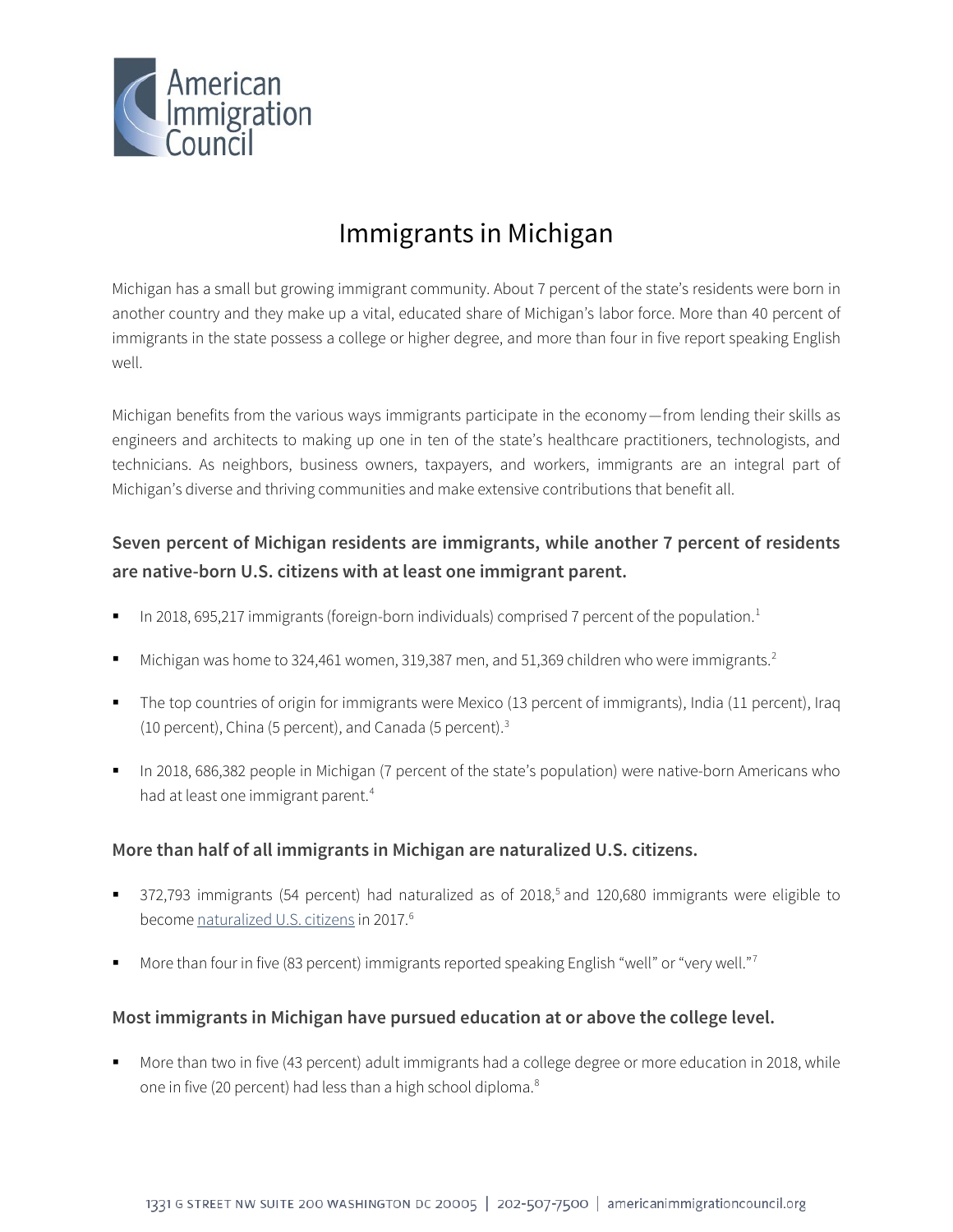# Immigrants in Michigan

Michigan has a small but growing immigrant community. About 7 percent of the state's residents were born in another country and they make up a vital, educated share of Michigan's labor force. More than 40 percent of immigrants in the state possess a college or higher degree, and more than four in five report speaking English well.

Michigan benefits from the various ways immigrants participate in the economy—from lending their skills as engineers and architects to making up one in ten of the state's healthcare practitioners, technologists, and technicians. As neighbors, business owners, taxpayers, and workers, immigrants are an integral part of Michigan's diverse and thriving communities and make extensive contributions that benefit all.

### Seven percent of Michigan residents are immigrants, while another 7 percent of residents are native-born U.S. citizens with at least one immigrant parent.

- In 2018, 695,217 immigrants (foreign-born individuals) comprised 7 percent of the population.[1]
- Michigan was home to 324,461 women, 319,387 men, and 51,369 children who were immigrants.[2]
- The top countries of origin for immigrants were Mexico (13 percent of immigrants), India (11 percent), Iraq (10 percent), China (5 percent), and Canada (5 percent).[3]
- In 2018, 686,382 people in Michigan (7 percent of the state's population) were native-born Americans who had at least one immigrant parent.[4]

### More than half of all immigrants in Michigan are naturalized U.S. citizens.

- 372,793 immigrants (54 percent) had naturalized as of 2018,[5] and 120,680 immigrants were eligible to become naturalized U.S. citizens in 2017.[6]
- More than four in five (83 percent) immigrants reported speaking English "well" or "very well."[7]

### Most immigrants in Michigan have pursued education at or above the college level.

- More than two in five (43 percent) adult immigrants had a college degree or more education in 2018, while one in five (20 percent) had less than a high school diploma.[8]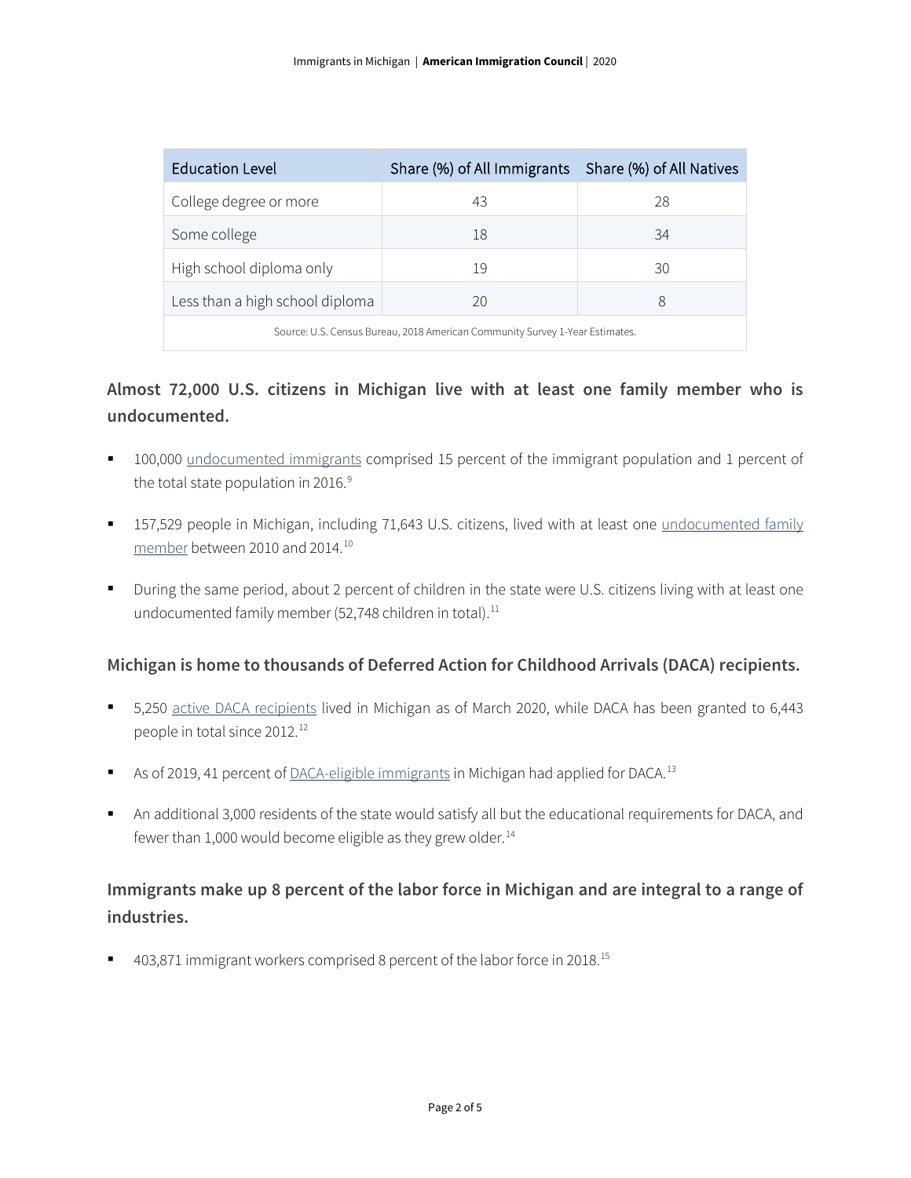| Education Level | Share (%) of All Immigrants | Share (%) of All Natives |
|---|---|---|
| College degree or more | 43 | 28 |
| Some college | 18 | 34 |
| High school diploma only | 19 | 30 |
| Less than a high school diploma | 20 | 8 |
| Source: U.S. Census Bureau, 2018 American Community Survey 1-Year Estimates. | | |

## Almost 72,000 U.S. citizens in Michigan live with at least one family member who is undocumented.

- 100,000 undocumented immigrants comprised 15 percent of the immigrant population and 1 percent of the total state population in 2016.[9]
- 157,529 people in Michigan, including 71,643 U.S. citizens, lived with at least one undocumented family member between 2010 and 2014.[10]
- During the same period, about 2 percent of children in the state were U.S. citizens living with at least one undocumented family member (52,748 children in total).[11]

## Michigan is home to thousands of Deferred Action for Childhood Arrivals (DACA) recipients.

- 5,250 active DACA recipients lived in Michigan as of March 2020, while DACA has been granted to 6,443 people in total since 2012.[12]
- As of 2019, 41 percent of DACA-eligible immigrants in Michigan had applied for DACA.[13]
- An additional 3,000 residents of the state would satisfy all but the educational requirements for DACA, and fewer than 1,000 would become eligible as they grew older.[14]

## Immigrants make up 8 percent of the labor force in Michigan and are integral to a range of industries.

- 403,871 immigrant workers comprised 8 percent of the labor force in 2018.[15]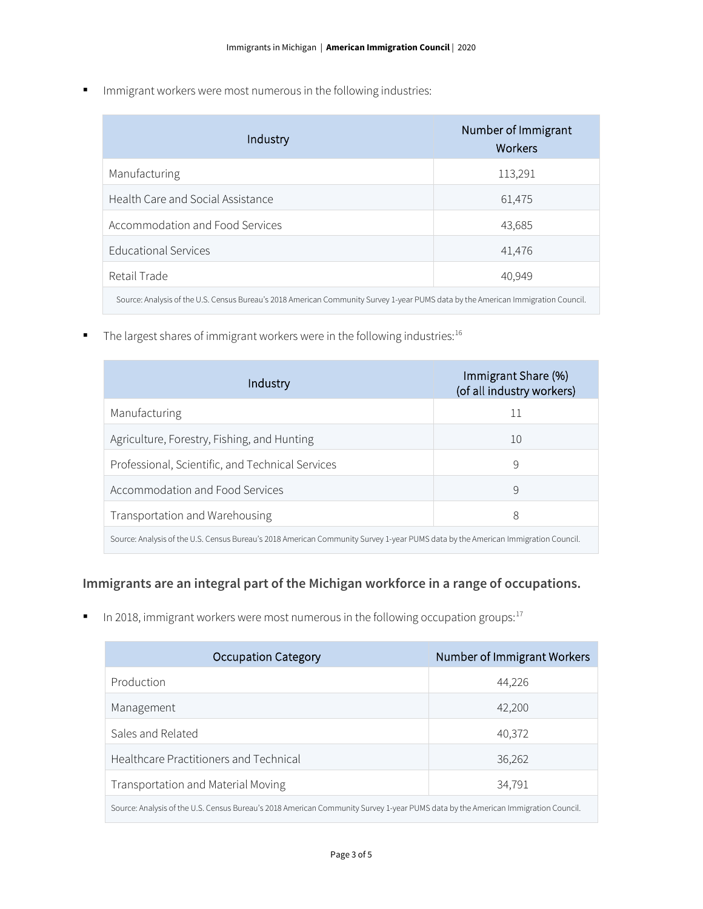- Immigrant workers were most numerous in the following industries:

| Industry | Number of Immigrant Workers |
| --- | --- |
| Manufacturing | 113,291 |
| Health Care and Social Assistance | 61,475 |
| Accommodation and Food Services | 43,685 |
| Educational Services | 41,476 |
| Retail Trade | 40,949 |
| Source: Analysis of the U.S. Census Bureau's 2018 American Community Survey 1-year PUMS data by the American Immigration Council. | |

- The largest shares of immigrant workers were in the following industries:[16]

| Industry | Immigrant Share (%) (of all industry workers) |
| --- | --- |
| Manufacturing | 11 |
| Agriculture, Forestry, Fishing, and Hunting | 10 |
| Professional, Scientific, and Technical Services | 9 |
| Accommodation and Food Services | 9 |
| Transportation and Warehousing | 8 |
| Source: Analysis of the U.S. Census Bureau's 2018 American Community Survey 1-year PUMS data by the American Immigration Council. | |

## Immigrants are an integral part of the Michigan workforce in a range of occupations.

- In 2018, immigrant workers were most numerous in the following occupation groups:[17]

| Occupation Category | Number of Immigrant Workers |
| --- | --- |
| Production | 44,226 |
| Management | 42,200 |
| Sales and Related | 40,372 |
| Healthcare Practitioners and Technical | 36,262 |
| Transportation and Material Moving | 34,791 |
| Source: Analysis of the U.S. Census Bureau's 2018 American Community Survey 1-year PUMS data by the American Immigration Council. | |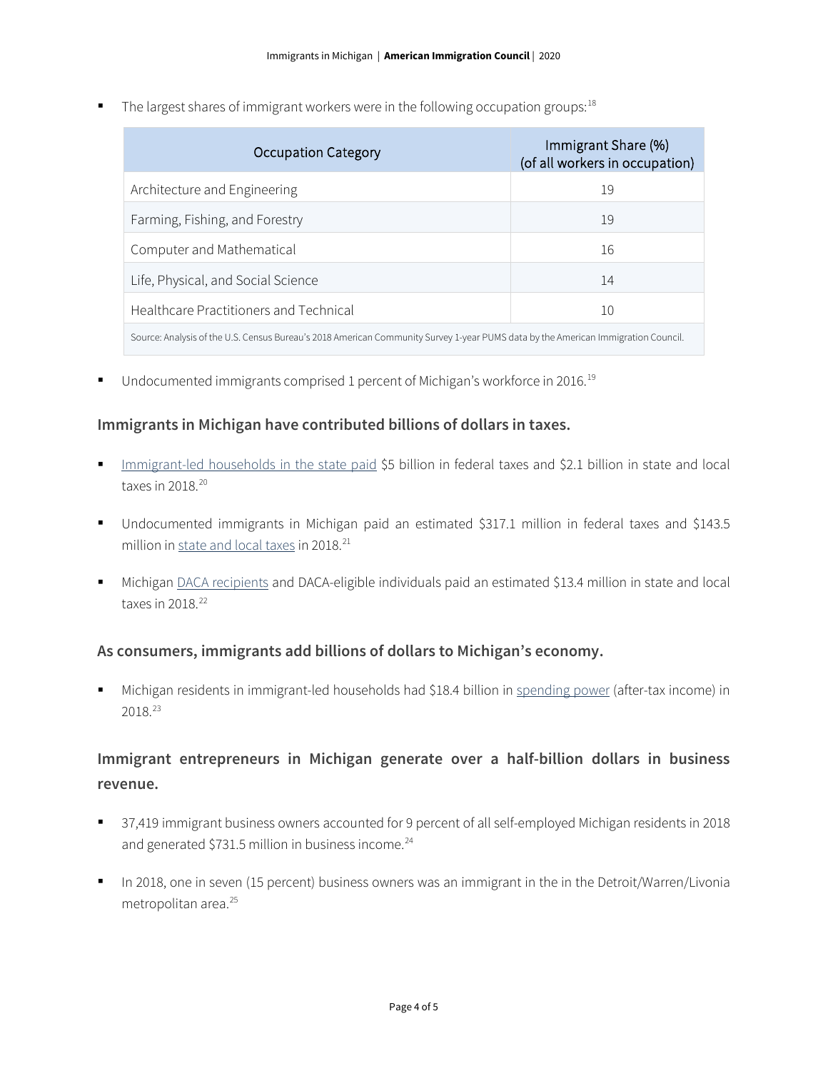- The largest shares of immigrant workers were in the following occupation groups:[18]

| Occupation Category | Immigrant Share (%) (of all workers in occupation) |
|---|---|
| Architecture and Engineering | 19 |
| Farming, Fishing, and Forestry | 19 |
| Computer and Mathematical | 16 |
| Life, Physical, and Social Science | 14 |
| Healthcare Practitioners and Technical | 10 |

Source: Analysis of the U.S. Census Bureau's 2018 American Community Survey 1-year PUMS data by the American Immigration Council.

- Undocumented immigrants comprised 1 percent of Michigan's workforce in 2016.[19]

### Immigrants in Michigan have contributed billions of dollars in taxes.

- Immigrant-led households in the state paid $5 billion in federal taxes and $2.1 billion in state and local taxes in 2018.[20]
- Undocumented immigrants in Michigan paid an estimated $317.1 million in federal taxes and $143.5 million in state and local taxes in 2018.[21]
- Michigan DACA recipients and DACA-eligible individuals paid an estimated $13.4 million in state and local taxes in 2018.[22]

### As consumers, immigrants add billions of dollars to Michigan's economy.

- Michigan residents in immigrant-led households had $18.4 billion in spending power (after-tax income) in 2018.[23]

### Immigrant entrepreneurs in Michigan generate over a half-billion dollars in business revenue.

- 37,419 immigrant business owners accounted for 9 percent of all self-employed Michigan residents in 2018 and generated $731.5 million in business income.[24]
- In 2018, one in seven (15 percent) business owners was an immigrant in the in the Detroit/Warren/Livonia metropolitan area.[25]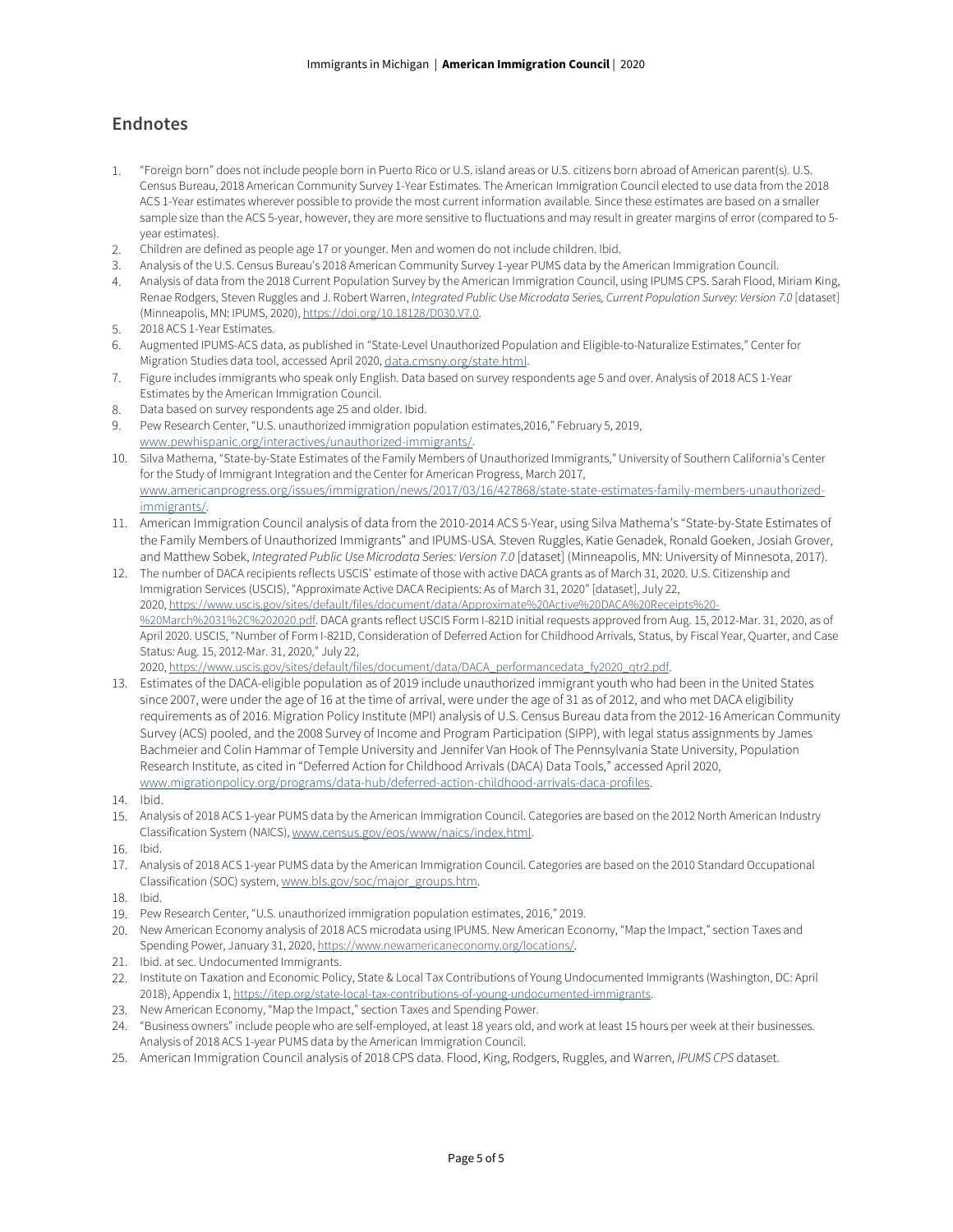## Endnotes

1. "Foreign born" does not include people born in Puerto Rico or U.S. island areas or U.S. citizens born abroad of American parent(s). U.S. Census Bureau, 2018 American Community Survey 1-Year Estimates. The American Immigration Council elected to use data from the 2018 ACS 1-Year estimates wherever possible to provide the most current information available. Since these estimates are based on a smaller sample size than the ACS 5-year, however, they are more sensitive to fluctuations and may result in greater margins of error (compared to 5-year estimates).
2. Children are defined as people age 17 or younger. Men and women do not include children. Ibid.
3. Analysis of the U.S. Census Bureau's 2018 American Community Survey 1-year PUMS data by the American Immigration Council.
4. Analysis of data from the 2018 Current Population Survey by the American Immigration Council, using IPUMS CPS. Sarah Flood, Miriam King, Renae Rodgers, Steven Ruggles and J. Robert Warren, *Integrated Public Use Microdata Series, Current Population Survey: Version 7.0* [dataset] (Minneapolis, MN: IPUMS, 2020), https://doi.org/10.18128/D030.V7.0.
5. 2018 ACS 1-Year Estimates.
6. Augmented IPUMS-ACS data, as published in "State-Level Unauthorized Population and Eligible-to-Naturalize Estimates," Center for Migration Studies data tool, accessed April 2020, data.cmsny.org/state.html.
7. Figure includes immigrants who speak only English. Data based on survey respondents age 5 and over. Analysis of 2018 ACS 1-Year Estimates by the American Immigration Council.
8. Data based on survey respondents age 25 and older. Ibid.
9. Pew Research Center, "U.S. unauthorized immigration population estimates,2016," February 5, 2019, www.pewhispanic.org/interactives/unauthorized-immigrants/.
10. Silva Mathema, "State-by-State Estimates of the Family Members of Unauthorized Immigrants," University of Southern California's Center for the Study of Immigrant Integration and the Center for American Progress, March 2017, www.americanprogress.org/issues/immigration/news/2017/03/16/427868/state-state-estimates-family-members-unauthorized-immigrants/.
11. American Immigration Council analysis of data from the 2010-2014 ACS 5-Year, using Silva Mathema's "State-by-State Estimates of the Family Members of Unauthorized Immigrants" and IPUMS-USA. Steven Ruggles, Katie Genadek, Ronald Goeken, Josiah Grover, and Matthew Sobek, *Integrated Public Use Microdata Series: Version 7.0* [dataset] (Minneapolis, MN: University of Minnesota, 2017).
12. The number of DACA recipients reflects USCIS' estimate of those with active DACA grants as of March 31, 2020. U.S. Citizenship and Immigration Services (USCIS), "Approximate Active DACA Recipients: As of March 31, 2020" [dataset], July 22, 2020, https://www.uscis.gov/sites/default/files/document/data/Approximate%20Active%20DACA%20Receipts%20-%20March%2031%2C%202020.pdf. DACA grants reflect USCIS Form I-821D initial requests approved from Aug. 15, 2012-Mar. 31, 2020, as of April 2020. USCIS, "Number of Form I-821D, Consideration of Deferred Action for Childhood Arrivals, Status, by Fiscal Year, Quarter, and Case Status: Aug. 15, 2012-Mar. 31, 2020," July 22, 2020, https://www.uscis.gov/sites/default/files/document/data/DACA_performancedata_fy2020_qtr2.pdf.
13. Estimates of the DACA-eligible population as of 2019 include unauthorized immigrant youth who had been in the United States since 2007, were under the age of 16 at the time of arrival, were under the age of 31 as of 2012, and who met DACA eligibility requirements as of 2016. Migration Policy Institute (MPI) analysis of U.S. Census Bureau data from the 2012-16 American Community Survey (ACS) pooled, and the 2008 Survey of Income and Program Participation (SIPP), with legal status assignments by James Bachmeier and Colin Hammar of Temple University and Jennifer Van Hook of The Pennsylvania State University, Population Research Institute, as cited in "Deferred Action for Childhood Arrivals (DACA) Data Tools," accessed April 2020, www.migrationpolicy.org/programs/data-hub/deferred-action-childhood-arrivals-daca-profiles.
14. Ibid.
15. Analysis of 2018 ACS 1-year PUMS data by the American Immigration Council. Categories are based on the 2012 North American Industry Classification System (NAICS), www.census.gov/eos/www/naics/index.html.
16. Ibid.
17. Analysis of 2018 ACS 1-year PUMS data by the American Immigration Council. Categories are based on the 2010 Standard Occupational Classification (SOC) system, www.bls.gov/soc/major_groups.htm.
18. Ibid.
19. Pew Research Center, "U.S. unauthorized immigration population estimates, 2016," 2019.
20. New American Economy analysis of 2018 ACS microdata using IPUMS. New American Economy, "Map the Impact," section Taxes and Spending Power, January 31, 2020, https://www.newamericaneconomy.org/locations/.
21. Ibid. at sec. Undocumented Immigrants.
22. Institute on Taxation and Economic Policy, State & Local Tax Contributions of Young Undocumented Immigrants (Washington, DC: April 2018), Appendix 1, https://itep.org/state-local-tax-contributions-of-young-undocumented-immigrants.
23. New American Economy, "Map the Impact," section Taxes and Spending Power.
24. "Business owners" include people who are self-employed, at least 18 years old, and work at least 15 hours per week at their businesses. Analysis of 2018 ACS 1-year PUMS data by the American Immigration Council.
25. American Immigration Council analysis of 2018 CPS data. Flood, King, Rodgers, Ruggles, and Warren, *IPUMS CPS* dataset.